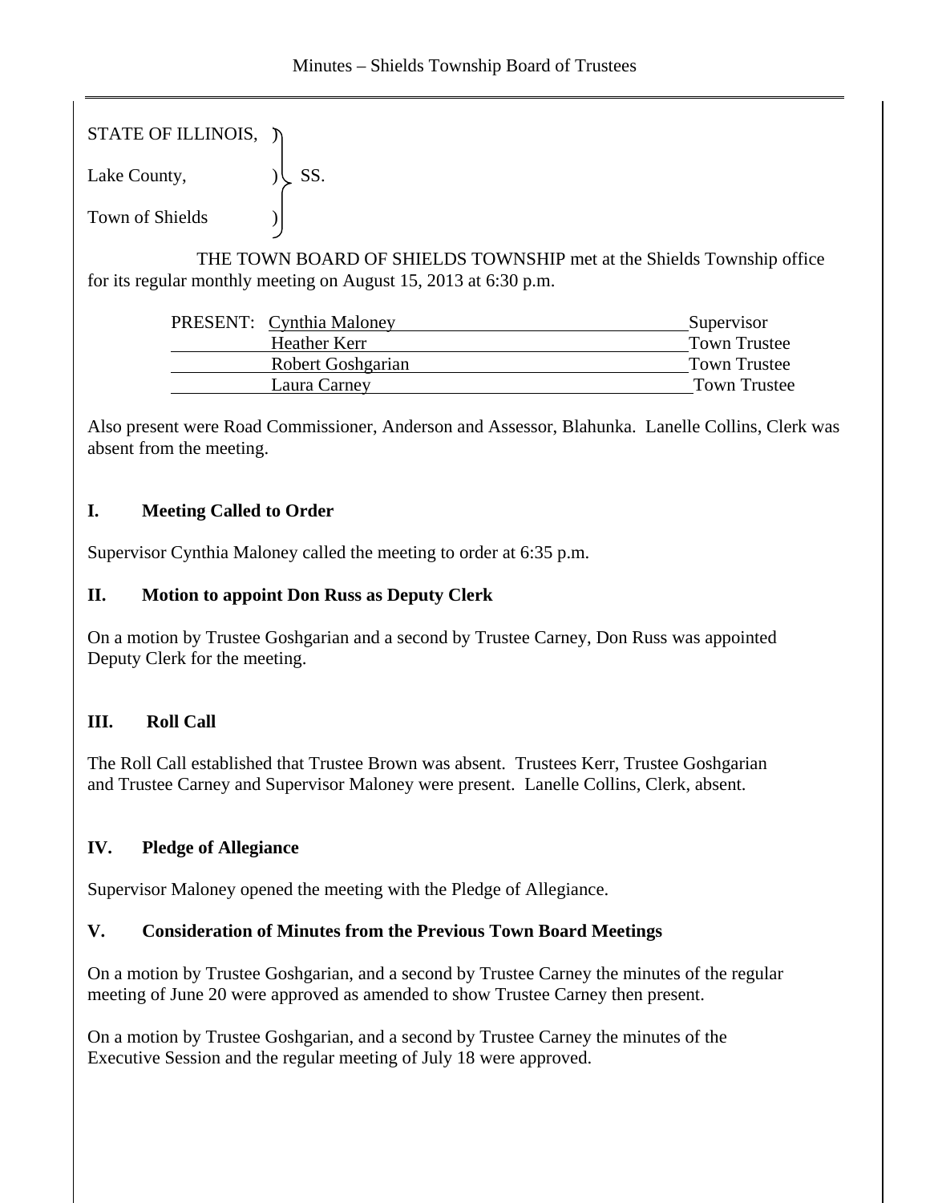STATE OF ILLINOIS, )
Lake County, ) SS.
Town of Shields )

THE TOWN BOARD OF SHIELDS TOWNSHIP met at the Shields Township office for its regular monthly meeting on August 15, 2013 at 6:30 p.m.

| PRESENT: | Cynthia Maloney | Supervisor |
|---|---|---|
| | Heather Kerr | Town Trustee |
| | Robert Goshgarian | Town Trustee |
| | Laura Carney | Town Trustee |

Also present were Road Commissioner, Anderson and Assessor, Blahunka. Lanelle Collins, Clerk was absent from the meeting.

## I. Meeting Called to Order

Supervisor Cynthia Maloney called the meeting to order at 6:35 p.m.

## II. Motion to appoint Don Russ as Deputy Clerk

On a motion by Trustee Goshgarian and a second by Trustee Carney, Don Russ was appointed Deputy Clerk for the meeting.

## III. Roll Call

The Roll Call established that Trustee Brown was absent. Trustees Kerr, Trustee Goshgarian and Trustee Carney and Supervisor Maloney were present. Lanelle Collins, Clerk, absent.

## IV. Pledge of Allegiance

Supervisor Maloney opened the meeting with the Pledge of Allegiance.

## V. Consideration of Minutes from the Previous Town Board Meetings

On a motion by Trustee Goshgarian, and a second by Trustee Carney the minutes of the regular meeting of June 20 were approved as amended to show Trustee Carney then present.

On a motion by Trustee Goshgarian, and a second by Trustee Carney the minutes of the Executive Session and the regular meeting of July 18 were approved.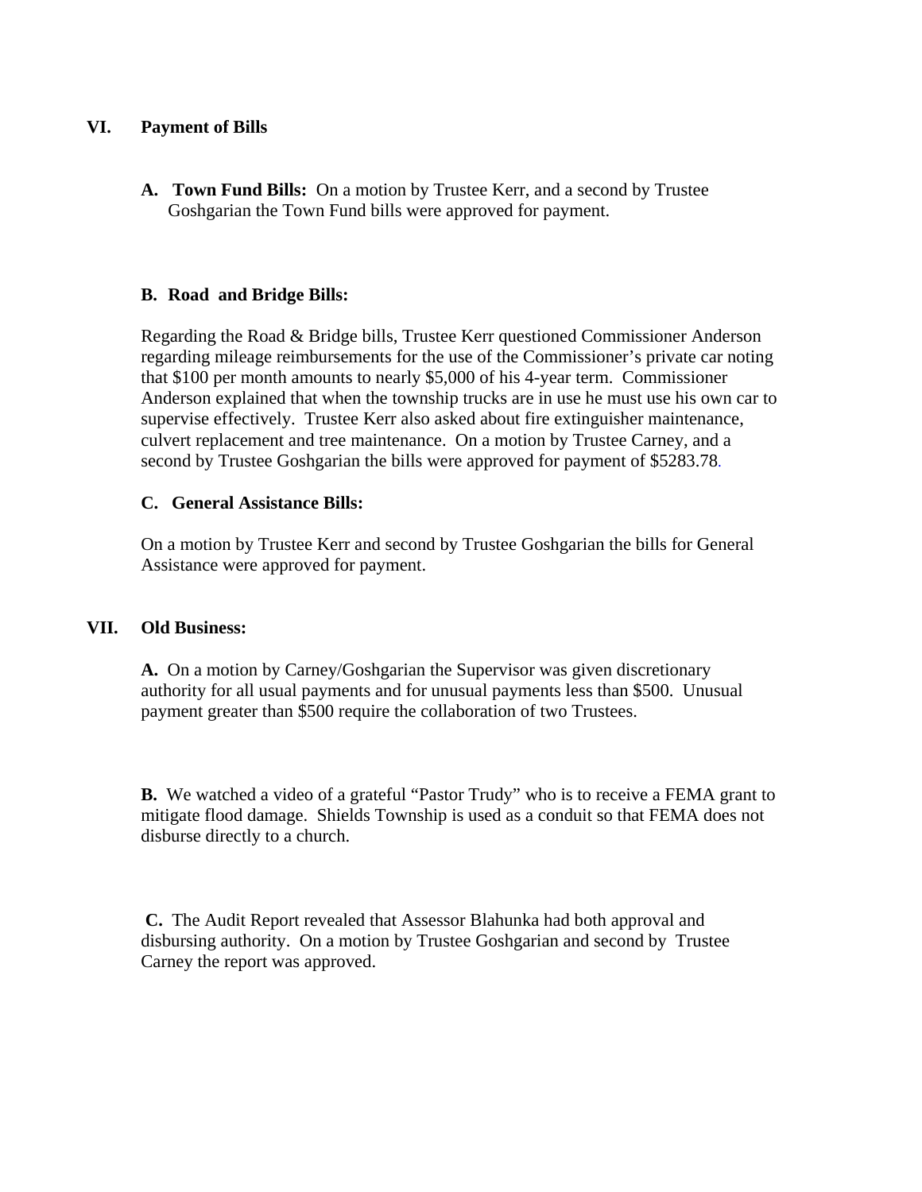## VI. Payment of Bills

**A. Town Fund Bills:** On a motion by Trustee Kerr, and a second by Trustee Goshgarian the Town Fund bills were approved for payment.

**B. Road and Bridge Bills:**

Regarding the Road & Bridge bills, Trustee Kerr questioned Commissioner Anderson regarding mileage reimbursements for the use of the Commissioner's private car noting that $100 per month amounts to nearly $5,000 of his 4-year term. Commissioner Anderson explained that when the township trucks are in use he must use his own car to supervise effectively. Trustee Kerr also asked about fire extinguisher maintenance, culvert replacement and tree maintenance. On a motion by Trustee Carney, and a second by Trustee Goshgarian the bills were approved for payment of $5283.78.

**C. General Assistance Bills:**

On a motion by Trustee Kerr and second by Trustee Goshgarian the bills for General Assistance were approved for payment.

## VII. Old Business:

**A.** On a motion by Carney/Goshgarian the Supervisor was given discretionary authority for all usual payments and for unusual payments less than $500. Unusual payment greater than $500 require the collaboration of two Trustees.

**B.** We watched a video of a grateful "Pastor Trudy" who is to receive a FEMA grant to mitigate flood damage. Shields Township is used as a conduit so that FEMA does not disburse directly to a church.

**C.** The Audit Report revealed that Assessor Blahunka had both approval and disbursing authority. On a motion by Trustee Goshgarian and second by Trustee Carney the report was approved.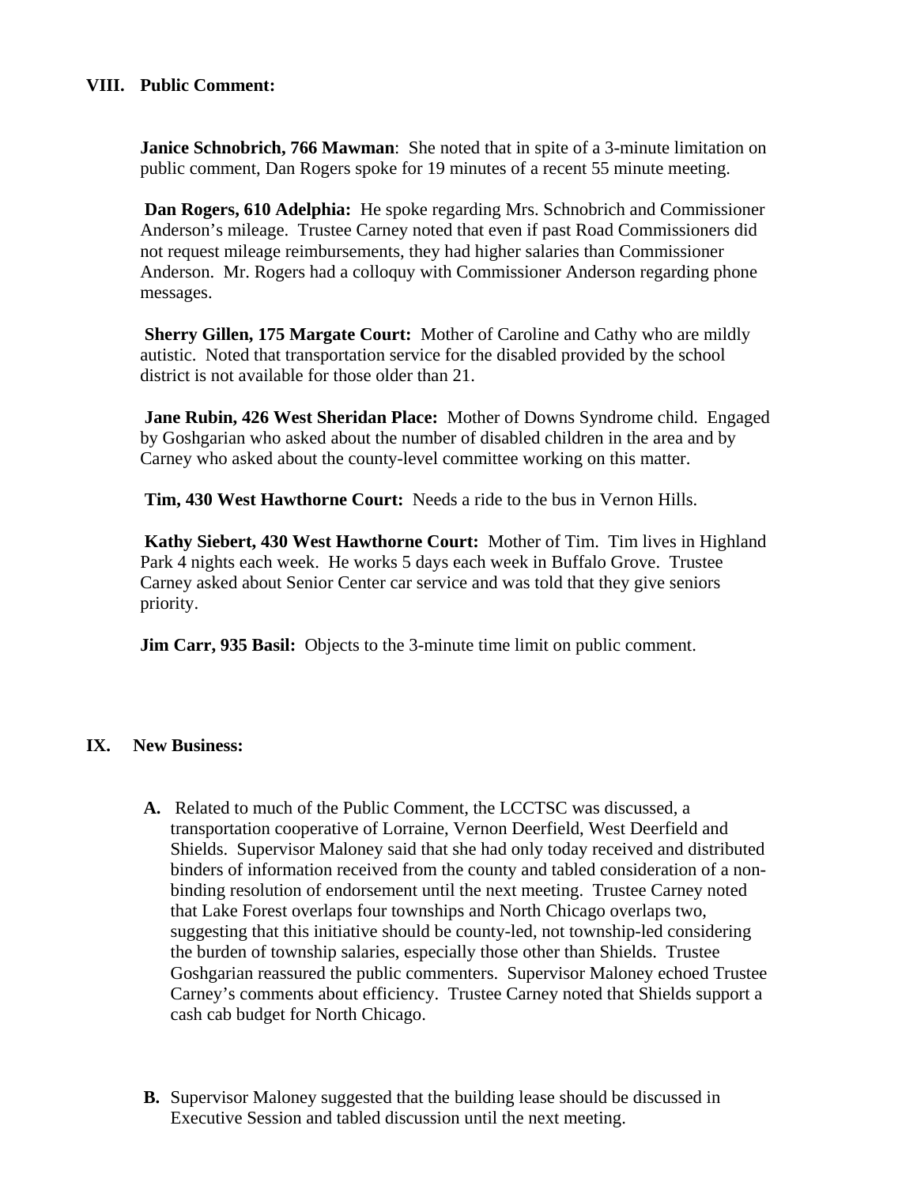## VIII. Public Comment:

**Janice Schnobrich, 766 Mawman**: She noted that in spite of a 3-minute limitation on public comment, Dan Rogers spoke for 19 minutes of a recent 55 minute meeting.

**Dan Rogers, 610 Adelphia:** He spoke regarding Mrs. Schnobrich and Commissioner Anderson's mileage. Trustee Carney noted that even if past Road Commissioners did not request mileage reimbursements, they had higher salaries than Commissioner Anderson. Mr. Rogers had a colloquy with Commissioner Anderson regarding phone messages.

**Sherry Gillen, 175 Margate Court:** Mother of Caroline and Cathy who are mildly autistic. Noted that transportation service for the disabled provided by the school district is not available for those older than 21.

**Jane Rubin, 426 West Sheridan Place:** Mother of Downs Syndrome child. Engaged by Goshgarian who asked about the number of disabled children in the area and by Carney who asked about the county-level committee working on this matter.

**Tim, 430 West Hawthorne Court:** Needs a ride to the bus in Vernon Hills.

**Kathy Siebert, 430 West Hawthorne Court:** Mother of Tim. Tim lives in Highland Park 4 nights each week. He works 5 days each week in Buffalo Grove. Trustee Carney asked about Senior Center car service and was told that they give seniors priority.

**Jim Carr, 935 Basil:** Objects to the 3-minute time limit on public comment.

## IX. New Business:

**A.** Related to much of the Public Comment, the LCCTSC was discussed, a transportation cooperative of Lorraine, Vernon Deerfield, West Deerfield and Shields. Supervisor Maloney said that she had only today received and distributed binders of information received from the county and tabled consideration of a non-binding resolution of endorsement until the next meeting. Trustee Carney noted that Lake Forest overlaps four townships and North Chicago overlaps two, suggesting that this initiative should be county-led, not township-led considering the burden of township salaries, especially those other than Shields. Trustee Goshgarian reassured the public commenters. Supervisor Maloney echoed Trustee Carney's comments about efficiency. Trustee Carney noted that Shields support a cash cab budget for North Chicago.

**B.** Supervisor Maloney suggested that the building lease should be discussed in Executive Session and tabled discussion until the next meeting.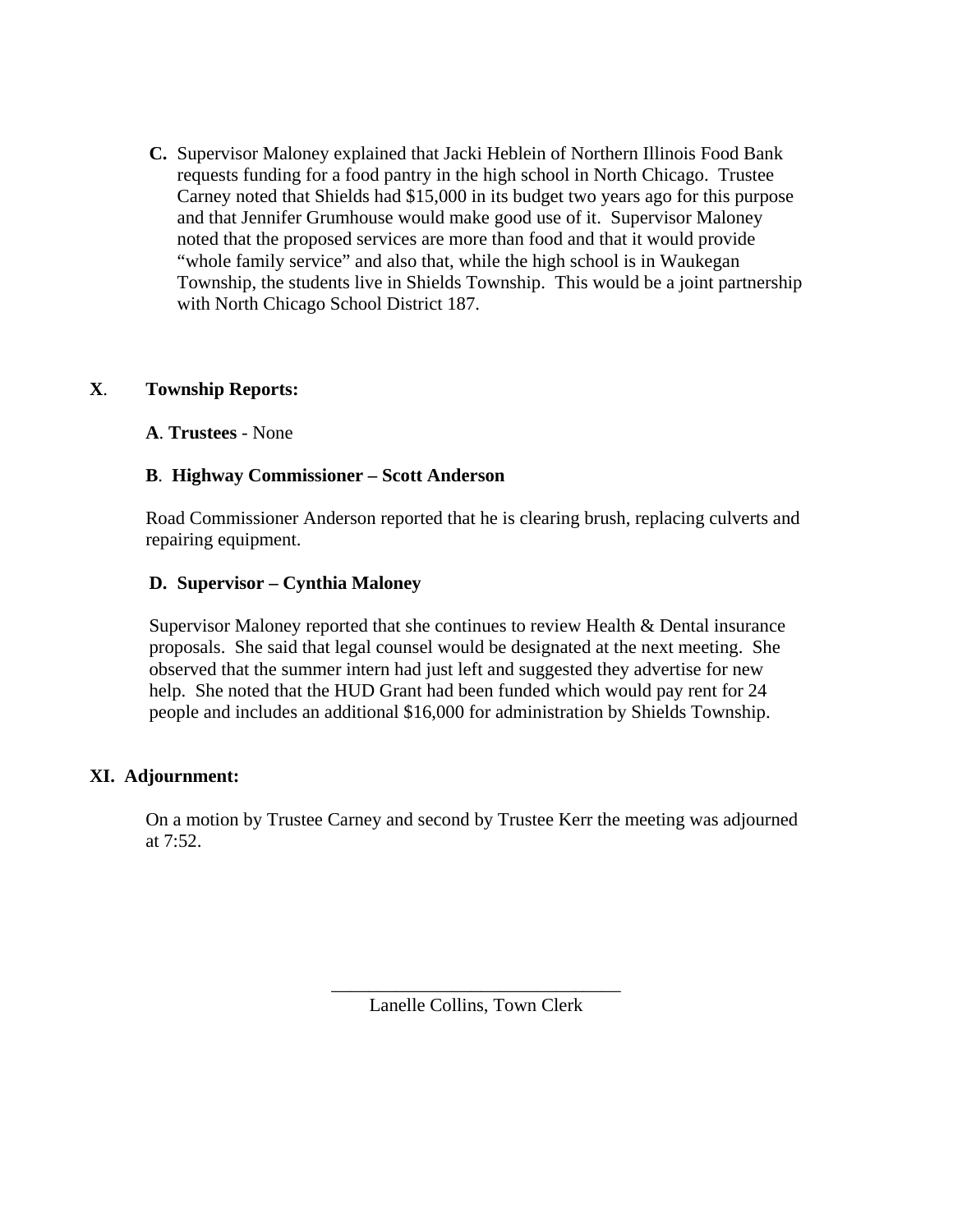**C.** Supervisor Maloney explained that Jacki Heblein of Northern Illinois Food Bank requests funding for a food pantry in the high school in North Chicago. Trustee Carney noted that Shields had $15,000 in its budget two years ago for this purpose and that Jennifer Grumhouse would make good use of it. Supervisor Maloney noted that the proposed services are more than food and that it would provide "whole family service" and also that, while the high school is in Waukegan Township, the students live in Shields Township. This would be a joint partnership with North Chicago School District 187.

## X. Township Reports:

**A**. **Trustees** - None

**B**. **Highway Commissioner – Scott Anderson**

Road Commissioner Anderson reported that he is clearing brush, replacing culverts and repairing equipment.

**D. Supervisor – Cynthia Maloney**

Supervisor Maloney reported that she continues to review Health & Dental insurance proposals. She said that legal counsel would be designated at the next meeting. She observed that the summer intern had just left and suggested they advertise for new help. She noted that the HUD Grant had been funded which would pay rent for 24 people and includes an additional $16,000 for administration by Shields Township.

## XI. Adjournment:

On a motion by Trustee Carney and second by Trustee Kerr the meeting was adjourned at 7:52.

________________________________
Lanelle Collins, Town Clerk